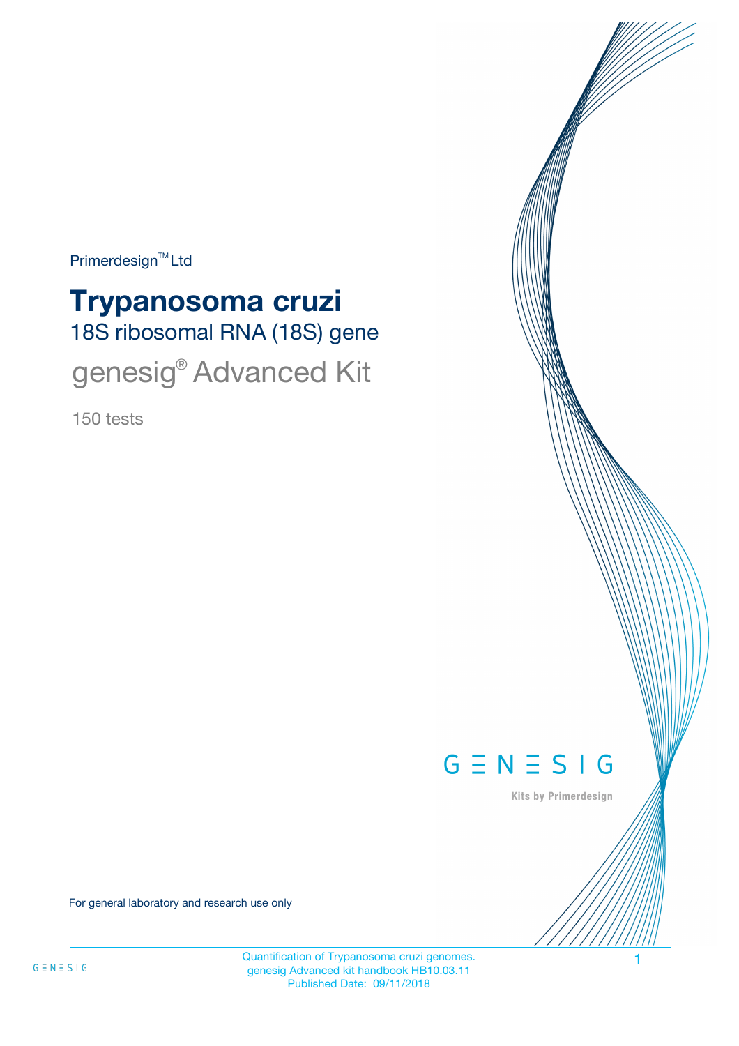Primerdesign™ Ltd

# Trypanosoma cruzi

## 18S ribosomal RNA (18S) gene

## genesig® Advanced Kit

150 tests

GENESIG

Kits by Primerdesign

For general laboratory and research use only

Quantification of Trypanosoma cruzi genomes.
genesig Advanced kit handbook HB10.03.11
Published Date: 09/11/2018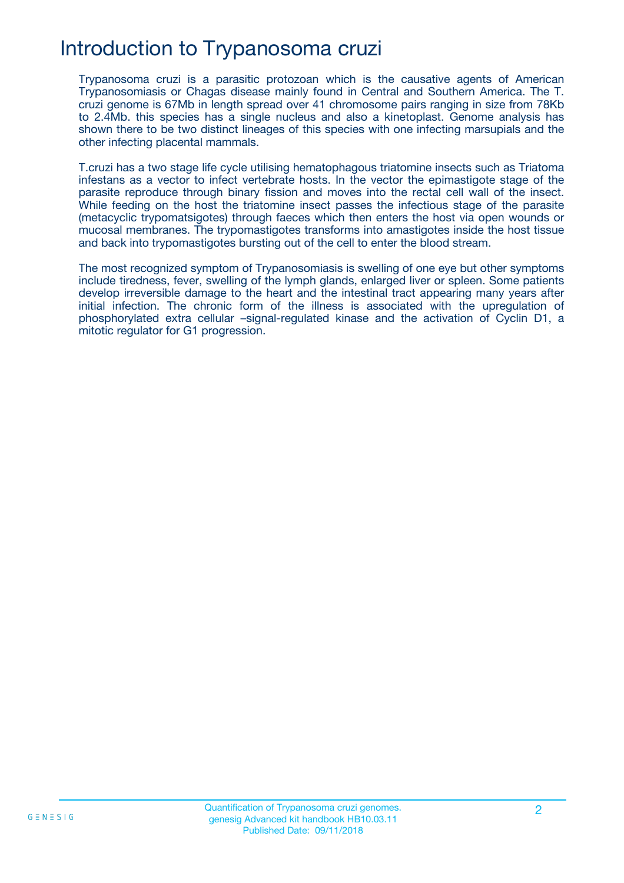# Introduction to Trypanosoma cruzi

Trypanosoma cruzi is a parasitic protozoan which is the causative agents of American Trypanosomiasis or Chagas disease mainly found in Central and Southern America. The T. cruzi genome is 67Mb in length spread over 41 chromosome pairs ranging in size from 78Kb to 2.4Mb. this species has a single nucleus and also a kinetoplast. Genome analysis has shown there to be two distinct lineages of this species with one infecting marsupials and the other infecting placental mammals.

T.cruzi has a two stage life cycle utilising hematophagous triatomine insects such as Triatoma infestans as a vector to infect vertebrate hosts. In the vector the epimastigote stage of the parasite reproduce through binary fission and moves into the rectal cell wall of the insect. While feeding on the host the triatomine insect passes the infectious stage of the parasite (metacyclic trypomatsigotes) through faeces which then enters the host via open wounds or mucosal membranes. The trypomastigotes transforms into amastigotes inside the host tissue and back into trypomastigotes bursting out of the cell to enter the blood stream.

The most recognized symptom of Trypanosomiasis is swelling of one eye but other symptoms include tiredness, fever, swelling of the lymph glands, enlarged liver or spleen. Some patients develop irreversible damage to the heart and the intestinal tract appearing many years after initial infection. The chronic form of the illness is associated with the upregulation of phosphorylated extra cellular –signal-regulated kinase and the activation of Cyclin D1, a mitotic regulator for G1 progression.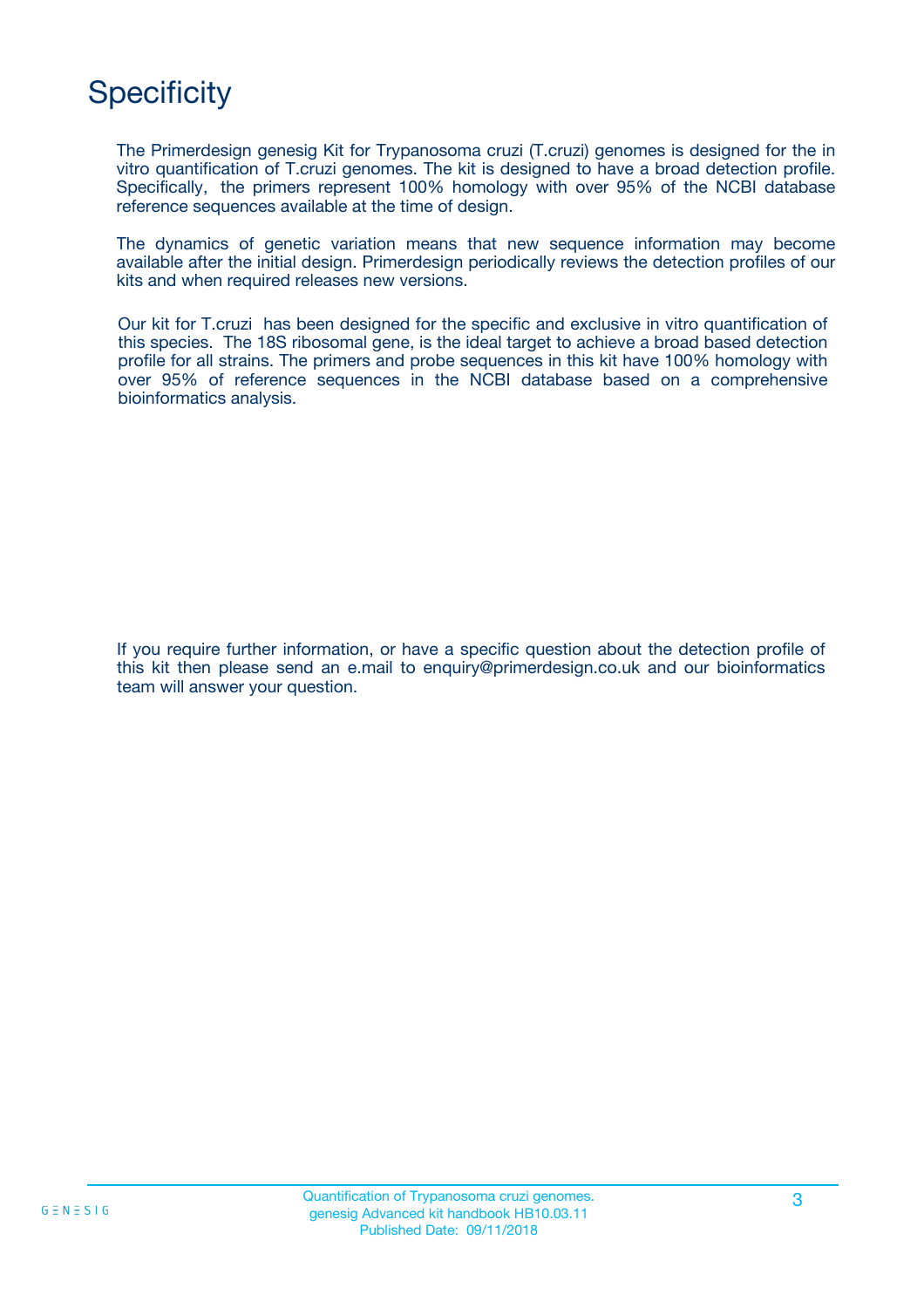# Specificity

The Primerdesign genesig Kit for Trypanosoma cruzi (T.cruzi) genomes is designed for the in vitro quantification of T.cruzi genomes. The kit is designed to have a broad detection profile. Specifically, the primers represent 100% homology with over 95% of the NCBI database reference sequences available at the time of design.

The dynamics of genetic variation means that new sequence information may become available after the initial design. Primerdesign periodically reviews the detection profiles of our kits and when required releases new versions.

Our kit for T.cruzi has been designed for the specific and exclusive in vitro quantification of this species. The 18S ribosomal gene, is the ideal target to achieve a broad based detection profile for all strains. The primers and probe sequences in this kit have 100% homology with over 95% of reference sequences in the NCBI database based on a comprehensive bioinformatics analysis.

If you require further information, or have a specific question about the detection profile of this kit then please send an e.mail to enquiry@primerdesign.co.uk and our bioinformatics team will answer your question.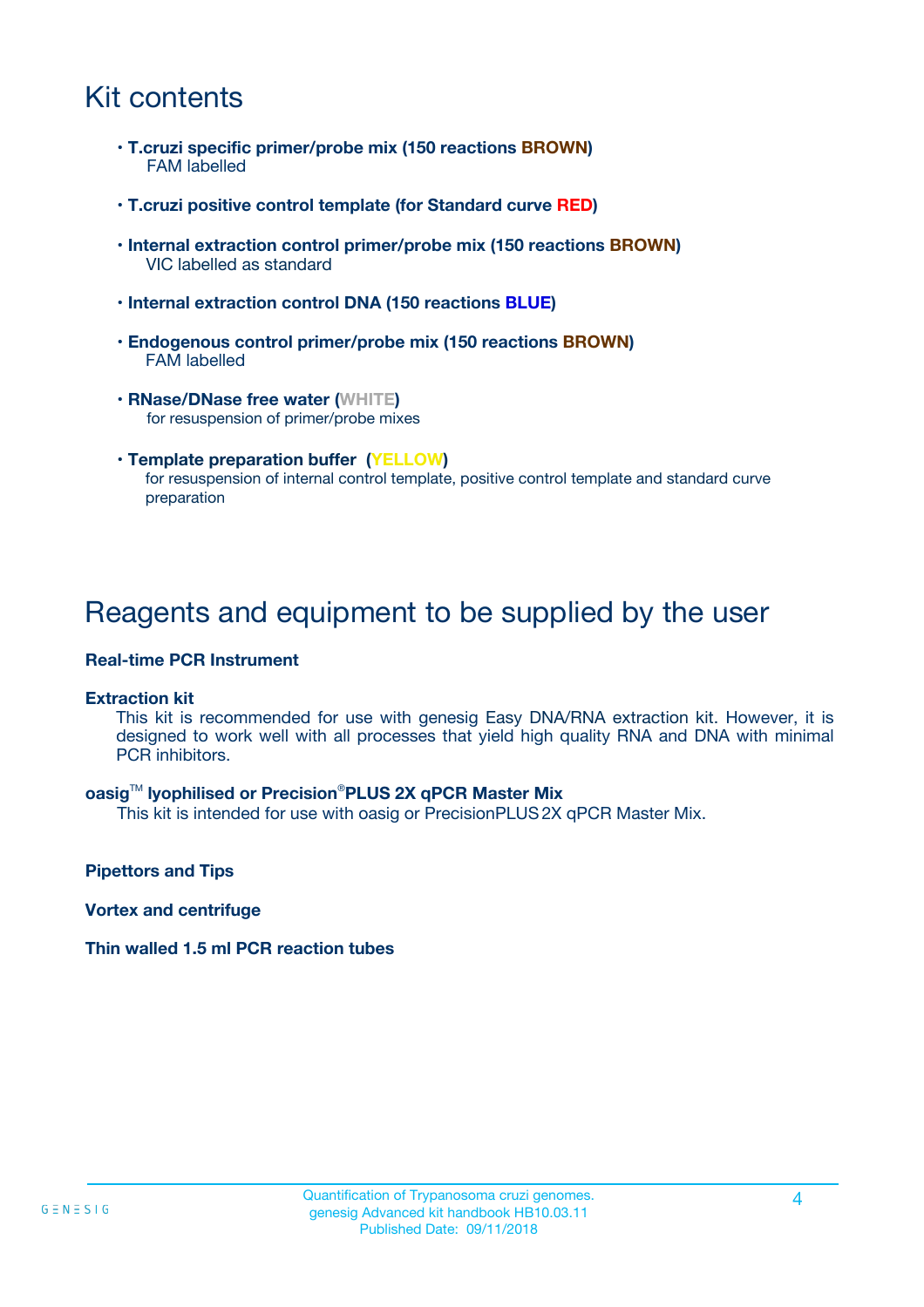# Kit contents

- **T.cruzi specific primer/probe mix (150 reactions BROWN)**
  FAM labelled
- **T.cruzi positive control template (for Standard curve RED)**
- **Internal extraction control primer/probe mix (150 reactions BROWN)**
  VIC labelled as standard
- **Internal extraction control DNA (150 reactions BLUE)**
- **Endogenous control primer/probe mix (150 reactions BROWN)**
  FAM labelled
- **RNase/DNase free water (WHITE)**
  for resuspension of primer/probe mixes
- **Template preparation buffer (YELLOW)**
  for resuspension of internal control template, positive control template and standard curve preparation

# Reagents and equipment to be supplied by the user

**Real-time PCR Instrument**

**Extraction kit**

This kit is recommended for use with genesig Easy DNA/RNA extraction kit. However, it is designed to work well with all processes that yield high quality RNA and DNA with minimal PCR inhibitors.

**oasig™ lyophilised or Precision®PLUS 2X qPCR Master Mix**

This kit is intended for use with oasig or PrecisionPLUS 2X qPCR Master Mix.

**Pipettors and Tips**

**Vortex and centrifuge**

**Thin walled 1.5 ml PCR reaction tubes**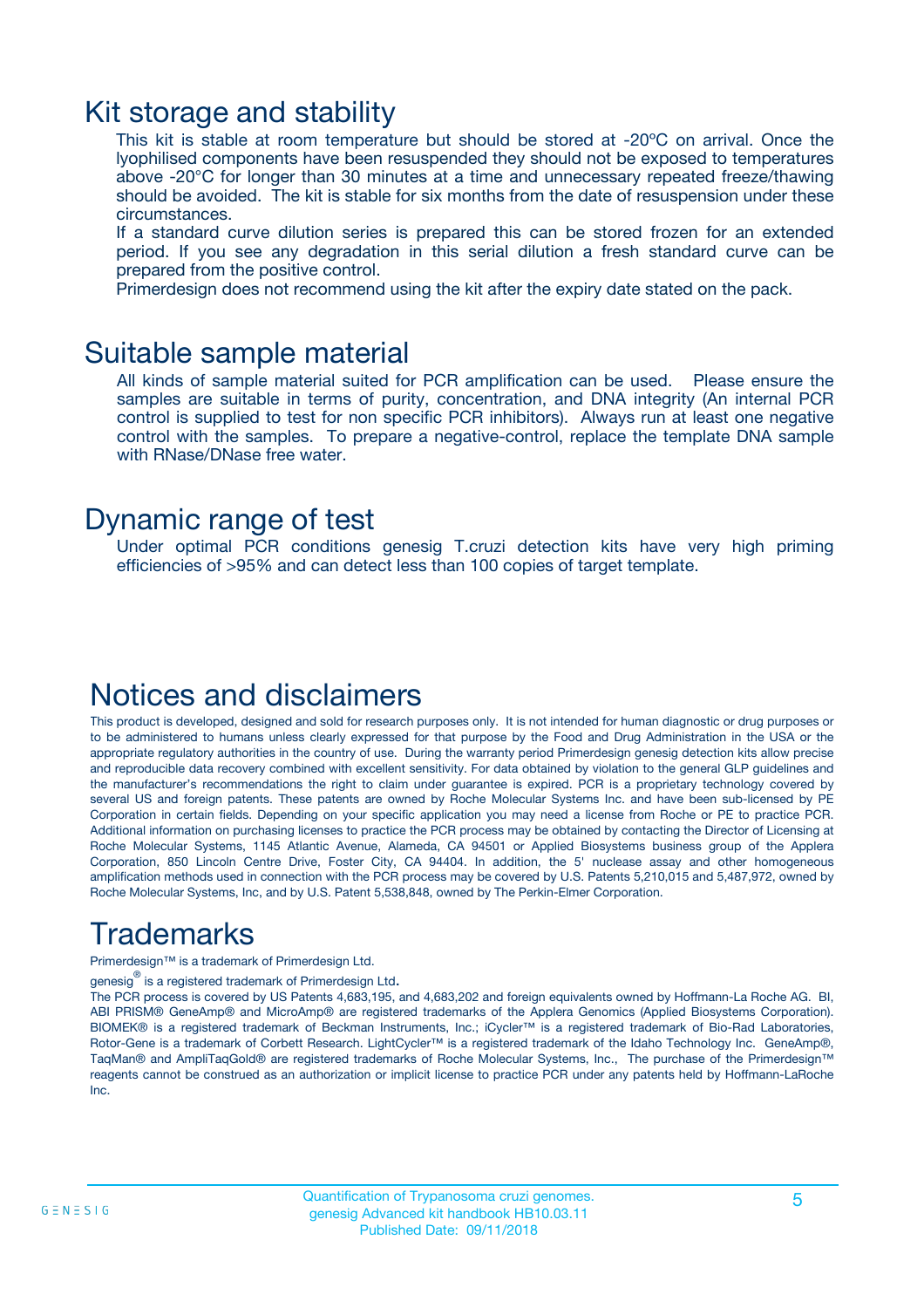## Kit storage and stability

This kit is stable at room temperature but should be stored at -20ºC on arrival. Once the lyophilised components have been resuspended they should not be exposed to temperatures above -20°C for longer than 30 minutes at a time and unnecessary repeated freeze/thawing should be avoided. The kit is stable for six months from the date of resuspension under these circumstances.

If a standard curve dilution series is prepared this can be stored frozen for an extended period. If you see any degradation in this serial dilution a fresh standard curve can be prepared from the positive control.

Primerdesign does not recommend using the kit after the expiry date stated on the pack.

## Suitable sample material

All kinds of sample material suited for PCR amplification can be used. Please ensure the samples are suitable in terms of purity, concentration, and DNA integrity (An internal PCR control is supplied to test for non specific PCR inhibitors). Always run at least one negative control with the samples. To prepare a negative-control, replace the template DNA sample with RNase/DNase free water.

## Dynamic range of test

Under optimal PCR conditions genesig T.cruzi detection kits have very high priming efficiencies of >95% and can detect less than 100 copies of target template.

## Notices and disclaimers

This product is developed, designed and sold for research purposes only. It is not intended for human diagnostic or drug purposes or to be administered to humans unless clearly expressed for that purpose by the Food and Drug Administration in the USA or the appropriate regulatory authorities in the country of use. During the warranty period Primerdesign genesig detection kits allow precise and reproducible data recovery combined with excellent sensitivity. For data obtained by violation to the general GLP guidelines and the manufacturer's recommendations the right to claim under guarantee is expired. PCR is a proprietary technology covered by several US and foreign patents. These patents are owned by Roche Molecular Systems Inc. and have been sub-licensed by PE Corporation in certain fields. Depending on your specific application you may need a license from Roche or PE to practice PCR. Additional information on purchasing licenses to practice the PCR process may be obtained by contacting the Director of Licensing at Roche Molecular Systems, 1145 Atlantic Avenue, Alameda, CA 94501 or Applied Biosystems business group of the Applera Corporation, 850 Lincoln Centre Drive, Foster City, CA 94404. In addition, the 5' nuclease assay and other homogeneous amplification methods used in connection with the PCR process may be covered by U.S. Patents 5,210,015 and 5,487,972, owned by Roche Molecular Systems, Inc, and by U.S. Patent 5,538,848, owned by The Perkin-Elmer Corporation.

## Trademarks

Primerdesign™ is a trademark of Primerdesign Ltd.

genesig® is a registered trademark of Primerdesign Ltd.

The PCR process is covered by US Patents 4,683,195, and 4,683,202 and foreign equivalents owned by Hoffmann-La Roche AG. BI, ABI PRISM® GeneAmp® and MicroAmp® are registered trademarks of the Applera Genomics (Applied Biosystems Corporation). BIOMEK® is a registered trademark of Beckman Instruments, Inc.; iCycler™ is a registered trademark of Bio-Rad Laboratories, Rotor-Gene is a trademark of Corbett Research. LightCycler™ is a registered trademark of the Idaho Technology Inc. GeneAmp®, TaqMan® and AmpliTaqGold® are registered trademarks of Roche Molecular Systems, Inc., The purchase of the Primerdesign™ reagents cannot be construed as an authorization or implicit license to practice PCR under any patents held by Hoffmann-LaRoche Inc.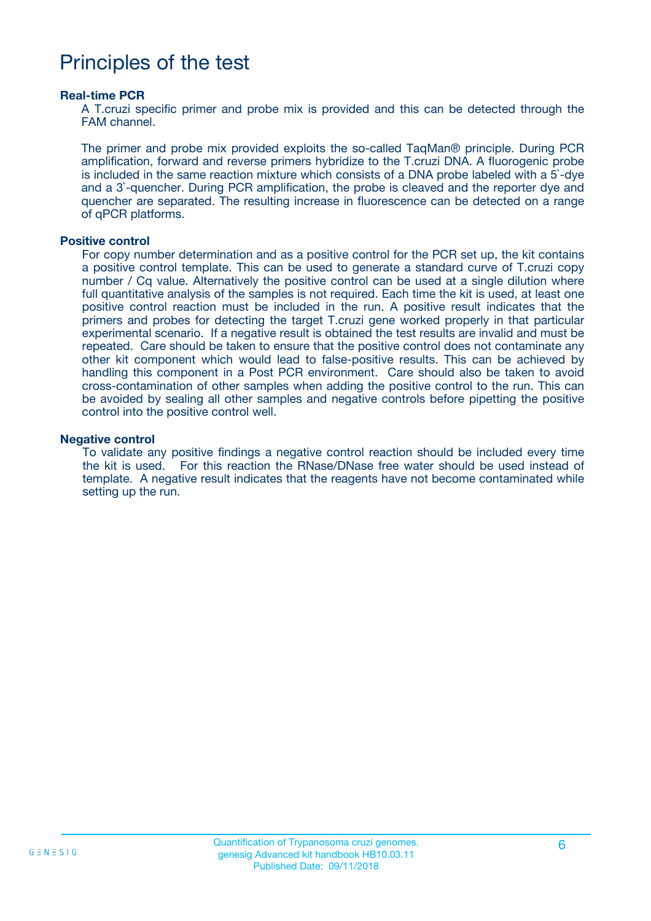# Principles of the test

### Real-time PCR

A T.cruzi specific primer and probe mix is provided and this can be detected through the FAM channel.

The primer and probe mix provided exploits the so-called TaqMan® principle. During PCR amplification, forward and reverse primers hybridize to the T.cruzi DNA. A fluorogenic probe is included in the same reaction mixture which consists of a DNA probe labeled with a 5`-dye and a 3`-quencher. During PCR amplification, the probe is cleaved and the reporter dye and quencher are separated. The resulting increase in fluorescence can be detected on a range of qPCR platforms.

### Positive control

For copy number determination and as a positive control for the PCR set up, the kit contains a positive control template. This can be used to generate a standard curve of T.cruzi copy number / Cq value. Alternatively the positive control can be used at a single dilution where full quantitative analysis of the samples is not required. Each time the kit is used, at least one positive control reaction must be included in the run. A positive result indicates that the primers and probes for detecting the target T.cruzi gene worked properly in that particular experimental scenario. If a negative result is obtained the test results are invalid and must be repeated. Care should be taken to ensure that the positive control does not contaminate any other kit component which would lead to false-positive results. This can be achieved by handling this component in a Post PCR environment. Care should also be taken to avoid cross-contamination of other samples when adding the positive control to the run. This can be avoided by sealing all other samples and negative controls before pipetting the positive control into the positive control well.

### Negative control

To validate any positive findings a negative control reaction should be included every time the kit is used. For this reaction the RNase/DNase free water should be used instead of template. A negative result indicates that the reagents have not become contaminated while setting up the run.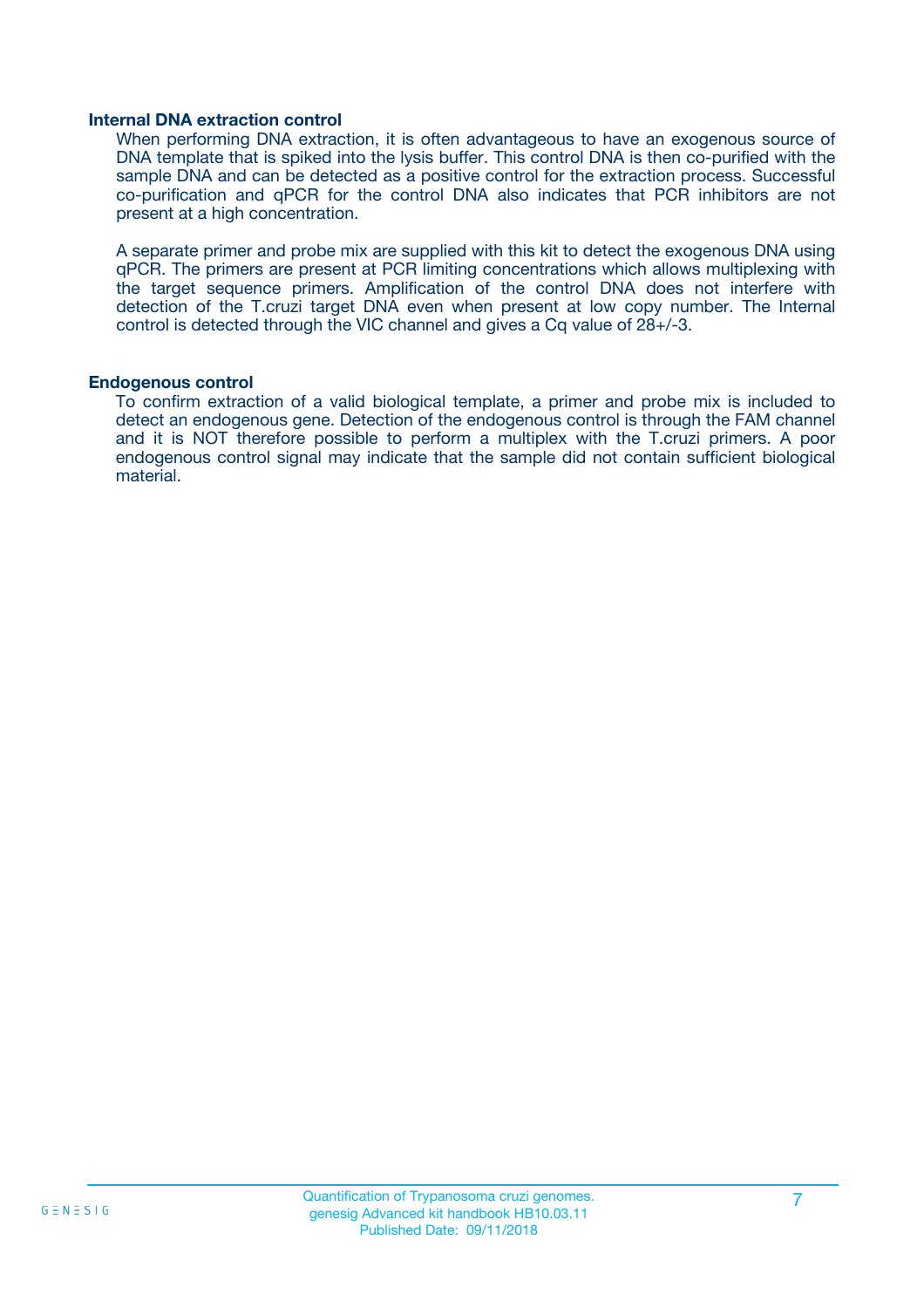### Internal DNA extraction control

When performing DNA extraction, it is often advantageous to have an exogenous source of DNA template that is spiked into the lysis buffer. This control DNA is then co-purified with the sample DNA and can be detected as a positive control for the extraction process. Successful co-purification and qPCR for the control DNA also indicates that PCR inhibitors are not present at a high concentration.

A separate primer and probe mix are supplied with this kit to detect the exogenous DNA using qPCR. The primers are present at PCR limiting concentrations which allows multiplexing with the target sequence primers. Amplification of the control DNA does not interfere with detection of the T.cruzi target DNA even when present at low copy number. The Internal control is detected through the VIC channel and gives a Cq value of 28+/-3.

### Endogenous control

To confirm extraction of a valid biological template, a primer and probe mix is included to detect an endogenous gene. Detection of the endogenous control is through the FAM channel and it is NOT therefore possible to perform a multiplex with the T.cruzi primers. A poor endogenous control signal may indicate that the sample did not contain sufficient biological material.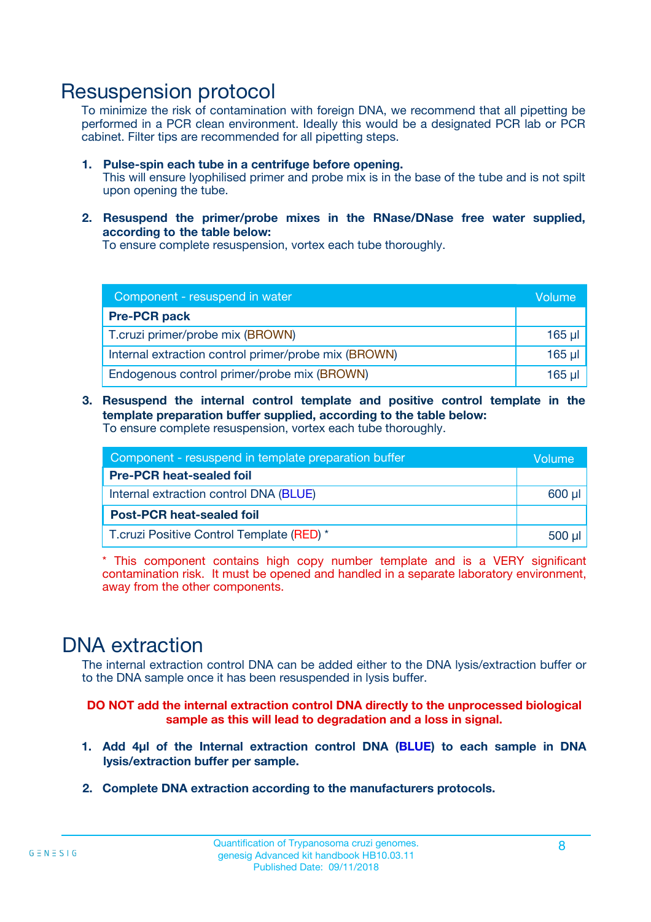# Resuspension protocol

To minimize the risk of contamination with foreign DNA, we recommend that all pipetting be performed in a PCR clean environment. Ideally this would be a designated PCR lab or PCR cabinet. Filter tips are recommended for all pipetting steps.

1. **Pulse-spin each tube in a centrifuge before opening.**
   This will ensure lyophilised primer and probe mix is in the base of the tube and is not spilt upon opening the tube.

2. **Resuspend the primer/probe mixes in the RNase/DNase free water supplied, according to the table below:**
   To ensure complete resuspension, vortex each tube thoroughly.

| Component - resuspend in water | Volume |
|---|---|
| **Pre-PCR pack** | |
| T.cruzi primer/probe mix (BROWN) | 165 µl |
| Internal extraction control primer/probe mix (BROWN) | 165 µl |
| Endogenous control primer/probe mix (BROWN) | 165 µl |

3. **Resuspend the internal control template and positive control template in the template preparation buffer supplied, according to the table below:**
   To ensure complete resuspension, vortex each tube thoroughly.

| Component - resuspend in template preparation buffer | Volume |
|---|---|
| **Pre-PCR heat-sealed foil** | |
| Internal extraction control DNA (BLUE) | 600 µl |
| **Post-PCR heat-sealed foil** | |
| T.cruzi Positive Control Template (RED) * | 500 µl |

\* This component contains high copy number template and is a VERY significant contamination risk. It must be opened and handled in a separate laboratory environment, away from the other components.

# DNA extraction

The internal extraction control DNA can be added either to the DNA lysis/extraction buffer or to the DNA sample once it has been resuspended in lysis buffer.

**DO NOT add the internal extraction control DNA directly to the unprocessed biological sample as this will lead to degradation and a loss in signal.**

1. **Add 4µl of the Internal extraction control DNA (BLUE) to each sample in DNA lysis/extraction buffer per sample.**

2. **Complete DNA extraction according to the manufacturers protocols.**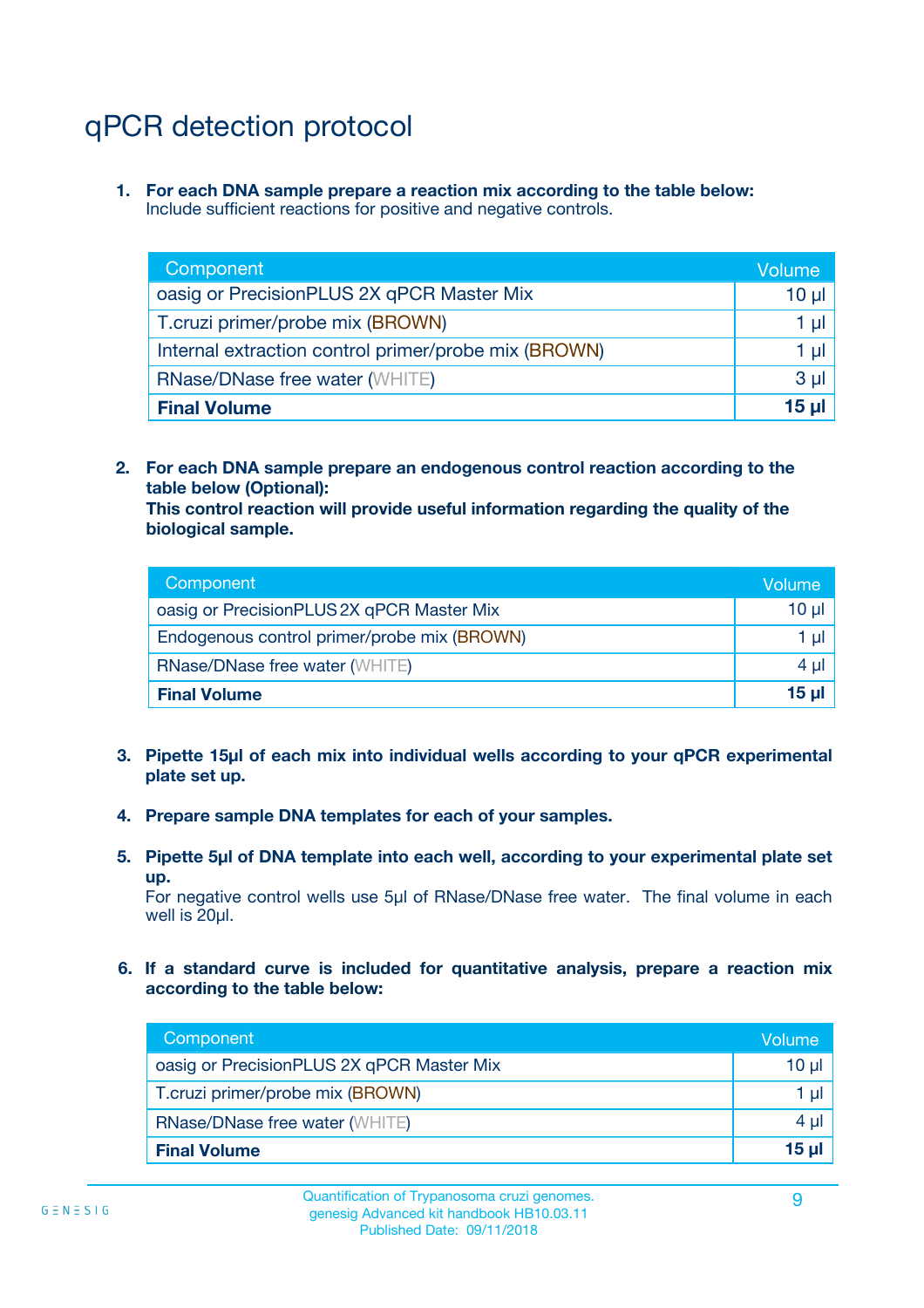# qPCR detection protocol

1. **For each DNA sample prepare a reaction mix according to the table below:**
   Include sufficient reactions for positive and negative controls.

| Component | Volume |
|---|---|
| oasig or PrecisionPLUS 2X qPCR Master Mix | 10 µl |
| T.cruzi primer/probe mix (BROWN) | 1 µl |
| Internal extraction control primer/probe mix (BROWN) | 1 µl |
| RNase/DNase free water (WHITE) | 3 µl |
| **Final Volume** | **15 µl** |

2. **For each DNA sample prepare an endogenous control reaction according to the table below (Optional):**
   **This control reaction will provide useful information regarding the quality of the biological sample.**

| Component | Volume |
|---|---|
| oasig or PrecisionPLUS 2X qPCR Master Mix | 10 µl |
| Endogenous control primer/probe mix (BROWN) | 1 µl |
| RNase/DNase free water (WHITE) | 4 µl |
| **Final Volume** | **15 µl** |

3. **Pipette 15µl of each mix into individual wells according to your qPCR experimental plate set up.**

4. **Prepare sample DNA templates for each of your samples.**

5. **Pipette 5µl of DNA template into each well, according to your experimental plate set up.**
   For negative control wells use 5µl of RNase/DNase free water. The final volume in each well is 20µl.

6. **If a standard curve is included for quantitative analysis, prepare a reaction mix according to the table below:**

| Component | Volume |
|---|---|
| oasig or PrecisionPLUS 2X qPCR Master Mix | 10 µl |
| T.cruzi primer/probe mix (BROWN) | 1 µl |
| RNase/DNase free water (WHITE) | 4 µl |
| **Final Volume** | **15 µl** |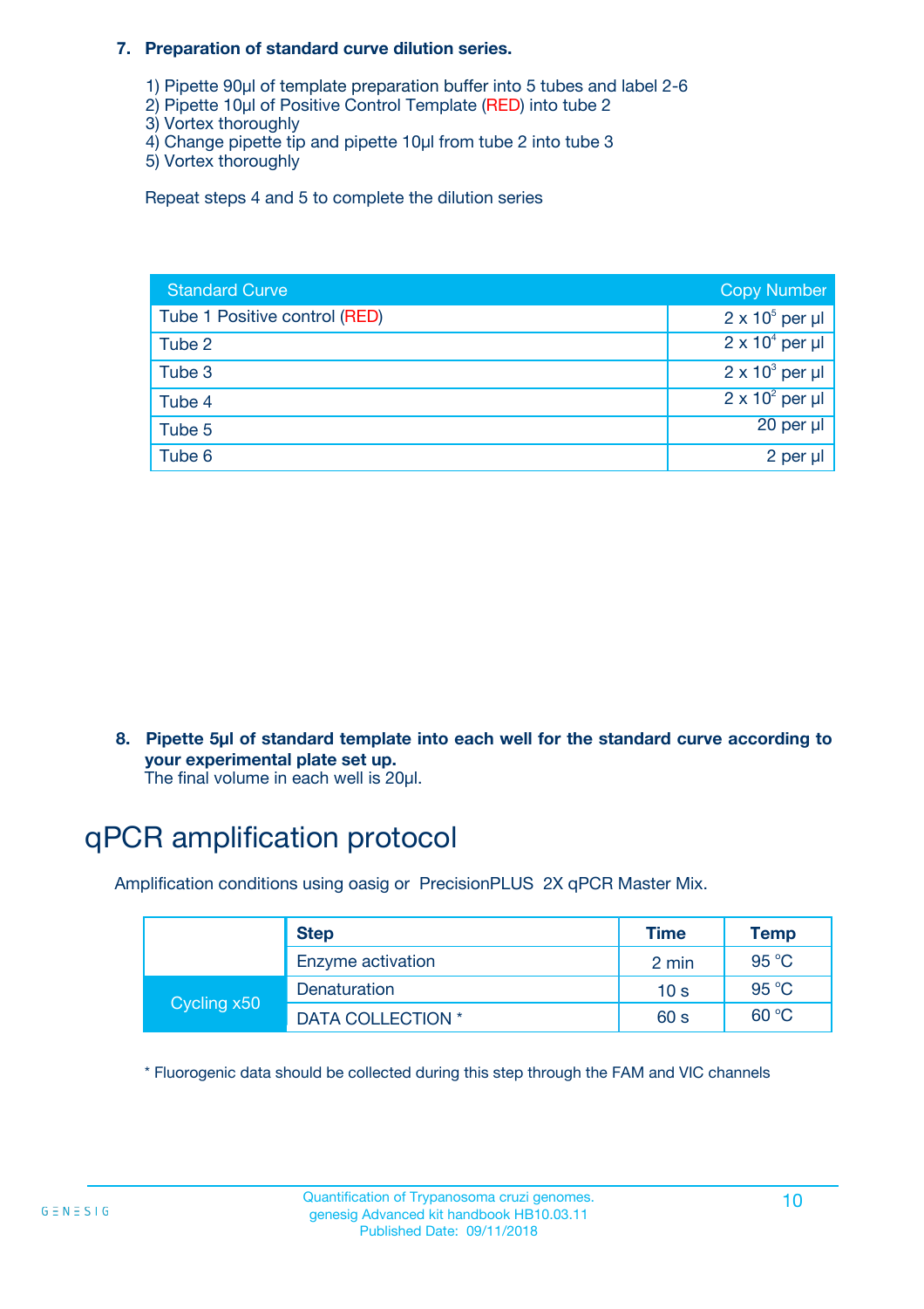7. **Preparation of standard curve dilution series.**

   1) Pipette 90µl of template preparation buffer into 5 tubes and label 2-6
   2) Pipette 10µl of Positive Control Template (RED) into tube 2
   3) Vortex thoroughly
   4) Change pipette tip and pipette 10µl from tube 2 into tube 3
   5) Vortex thoroughly

   Repeat steps 4 and 5 to complete the dilution series

| Standard Curve | Copy Number |
|---|---|
| Tube 1 Positive control (RED) | $2 \times 10^5$ per µl |
| Tube 2 | $2 \times 10^4$ per µl |
| Tube 3 | $2 \times 10^3$ per µl |
| Tube 4 | $2 \times 10^2$ per µl |
| Tube 5 | 20 per µl |
| Tube 6 | 2 per µl |

8. **Pipette 5µl of standard template into each well for the standard curve according to your experimental plate set up.**
   The final volume in each well is 20µl.

# qPCR amplification protocol

Amplification conditions using oasig or PrecisionPLUS 2X qPCR Master Mix.

| | Step | Time | Temp |
|---|---|---|---|
| | Enzyme activation | 2 min | 95 °C |
| Cycling x50 | Denaturation | 10 s | 95 °C |
| | DATA COLLECTION * | 60 s | 60 °C |

\* Fluorogenic data should be collected during this step through the FAM and VIC channels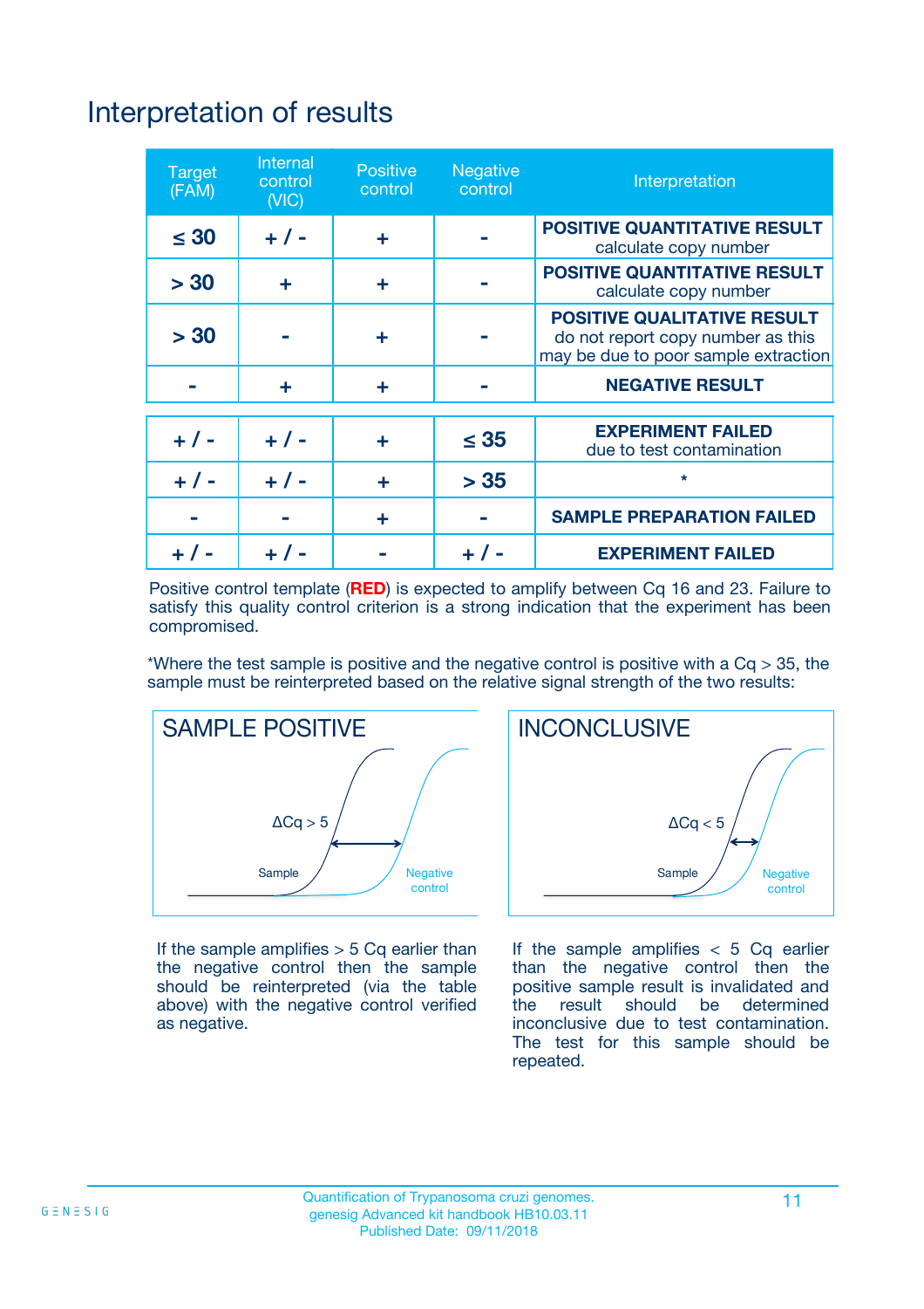# Interpretation of results

| Target (FAM) | Internal control (VIC) | Positive control | Negative control | Interpretation |
|---|---|---|---|---|
| ≤ 30 | + / - | + | - | **POSITIVE QUANTITATIVE RESULT** calculate copy number |
| > 30 | + | + | - | **POSITIVE QUANTITATIVE RESULT** calculate copy number |
| > 30 | - | + | - | **POSITIVE QUALITATIVE RESULT** do not report copy number as this may be due to poor sample extraction |
| - | + | + | - | **NEGATIVE RESULT** |
| + / - | + / - | + | ≤ 35 | **EXPERIMENT FAILED** due to test contamination |
| + / - | + / - | + | > 35 | * |
| - | - | + | - | **SAMPLE PREPARATION FAILED** |
| + / - | + / - | - | + / - | **EXPERIMENT FAILED** |

Positive control template (**RED**) is expected to amplify between Cq 16 and 23. Failure to satisfy this quality control criterion is a strong indication that the experiment has been compromised.

*Where the test sample is positive and the negative control is positive with a Cq > 35, the sample must be reinterpreted based on the relative signal strength of the two results:

**SAMPLE POSITIVE**

ΔCq > 5

Sample

Negative control

If the sample amplifies > 5 Cq earlier than the negative control then the sample should be reinterpreted (via the table above) with the negative control verified as negative.

**INCONCLUSIVE**

ΔCq < 5

Sample

Negative control

If the sample amplifies < 5 Cq earlier than the negative control then the positive sample result is invalidated and the result should be determined inconclusive due to test contamination. The test for this sample should be repeated.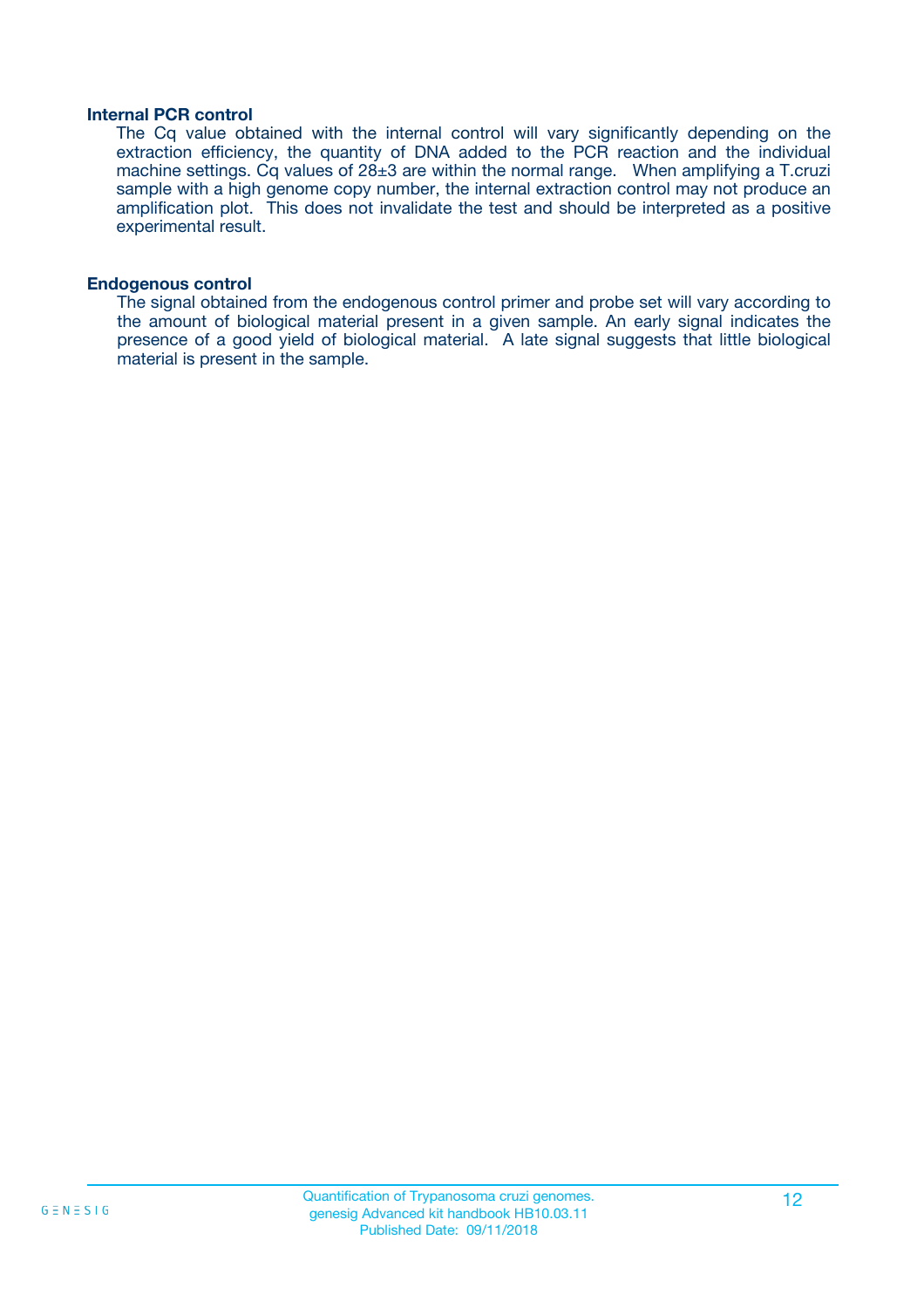### Internal PCR control

The Cq value obtained with the internal control will vary significantly depending on the extraction efficiency, the quantity of DNA added to the PCR reaction and the individual machine settings. Cq values of 28±3 are within the normal range. When amplifying a T.cruzi sample with a high genome copy number, the internal extraction control may not produce an amplification plot. This does not invalidate the test and should be interpreted as a positive experimental result.

### Endogenous control

The signal obtained from the endogenous control primer and probe set will vary according to the amount of biological material present in a given sample. An early signal indicates the presence of a good yield of biological material. A late signal suggests that little biological material is present in the sample.